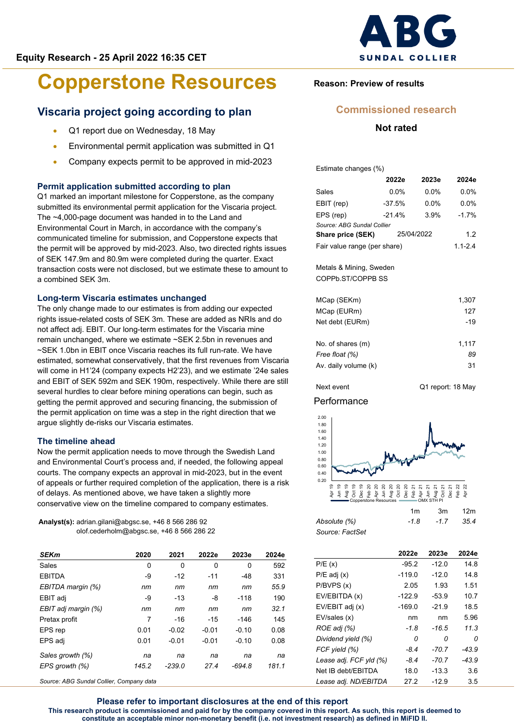Equity Research - 25 April 2022 16:35 CET

# Copperstone Resources

## Viscaria project going according to plan

- Q1 report due on Wednesday, 18 May
- Environmental permit application was submitted in Q1
- Company expects permit to be approved in mid-2023

### Permit application submitted according to plan

Q1 marked an important milestone for Copperstone, as the company submitted its environmental permit application for the Viscaria project. The ~4,000-page document was handed in to the Land and Environmental Court in March, in accordance with the company's communicated timeline for submission, and Copperstone expects that the permit will be approved by mid-2023. Also, two directed rights issues of SEK 147.9m and 80.9m were completed during the quarter. Exact transaction costs were not disclosed, but we estimate these to amount to a combined SEK 3m.

### Long-term Viscaria estimates unchanged

The only change made to our estimates is from adding our expected rights issue-related costs of SEK 3m. These are added as NRIs and do not affect adj. EBIT. Our long-term estimates for the Viscaria mine remain unchanged, where we estimate ~SEK 2.5bn in revenues and ~SEK 1.0bn in EBIT once Viscaria reaches its full run-rate. We have estimated, somewhat conservatively, that the first revenues from Viscaria will come in H1'24 (company expects H2'23), and we estimate '24e sales and EBIT of SEK 592m and SEK 190m, respectively. While there are still several hurdles to clear before mining operations can begin, such as getting the permit approved and securing financing, the submission of the permit application on time was a step in the right direction that we argue slightly de-risks our Viscaria estimates.

### The timeline ahead

Now the permit application needs to move through the Swedish Land and Environmental Court's process and, if needed, the following appeal courts. The company expects an approval in mid-2023, but in the event of appeals or further required completion of the application, there is a risk of delays. As mentioned above, we have taken a slightly more conservative view on the timeline compared to company estimates.

**Analyst(s):** adrian.gilani@abgsc.se, +46 8 566 286 92
olof.cederholm@abgsc.se, +46 8 566 286 22

| SEKm | 2020 | 2021 | 2022e | 2023e | 2024e |
|---|---|---|---|---|---|
| Sales | 0 | 0 | 0 | 0 | 592 |
| EBITDA | -9 | -12 | -11 | -48 | 331 |
| *EBITDA margin (%)* | *nm* | *nm* | *nm* | *nm* | *55.9* |
| EBIT adj | -9 | -13 | -8 | -118 | 190 |
| *EBIT adj margin (%)* | *nm* | *nm* | *nm* | *nm* | *32.1* |
| Pretax profit | 7 | -16 | -15 | -146 | 145 |
| EPS rep | 0.01 | -0.02 | -0.01 | -0.10 | 0.08 |
| EPS adj | 0.01 | -0.01 | -0.01 | -0.10 | 0.08 |
| *Sales growth (%)* | *na* | *na* | *na* | *na* | *na* |
| *EPS growth (%)* | *145.2* | *-239.0* | *27.4* | *-694.8* | *181.1* |

*Source: ABG Sundal Collier, Company data*

**Reason: Preview of results**

**Commissioned research**

**Not rated**

Estimate changes (%)

| | 2022e | 2023e | 2024e |
|---|---|---|---|
| Sales | 0.0% | 0.0% | 0.0% |
| EBIT (rep) | -37.5% | 0.0% | 0.0% |
| EPS (rep) | -21.4% | 3.9% | -1.7% |

*Source: ABG Sundal Collier*

| | | |
|---|---|---|
| **Share price (SEK)** | 25/04/2022 | 1.2 |
| Fair value range (per share) | | 1.1-2.4 |

Metals & Mining, Sweden
COPPb.ST/COPPB SS

| | |
|---|---|
| MCap (SEKm) | 1,307 |
| MCap (EURm) | 127 |
| Net debt (EURm) | -19 |
| No. of shares (m) | 1,117 |
| *Free float (%)* | *89* |
| Av. daily volume (k) | 31 |

Next event: Q1 report: 18 May

Performance

| | 1m | 3m | 12m |
|---|---|---|---|
| *Absolute (%)* | *-1.8* | *-1.7* | *35.4* |

*Source: FactSet*

| | 2022e | 2023e | 2024e |
|---|---|---|---|
| P/E (x) | -95.2 | -12.0 | 14.8 |
| P/E adj (x) | -119.0 | -12.0 | 14.8 |
| P/BVPS (x) | 2.05 | 1.93 | 1.51 |
| EV/EBITDA (x) | -122.9 | -53.9 | 10.7 |
| EV/EBIT adj (x) | -169.0 | -21.9 | 18.5 |
| EV/sales (x) | nm | nm | 5.96 |
| *ROE adj (%)* | *-1.8* | *-16.5* | *11.3* |
| *Dividend yield (%)* | *0* | *0* | *0* |
| *FCF yield (%)* | *-8.4* | *-70.7* | *-43.9* |
| *Lease adj. FCF yld (%)* | *-8.4* | *-70.7* | *-43.9* |
| Net IB debt/EBITDA | 18.0 | -13.3 | 3.6 |
| *Lease adj. ND/EBITDA* | 27.2 | -12.9 | 3.5 |

**Please refer to important disclosures at the end of this report**
**This research product is commissioned and paid for by the company covered in this report. As such, this report is deemed to constitute an acceptable minor non-monetary benefit (i.e. not investment research) as defined in MiFID II.**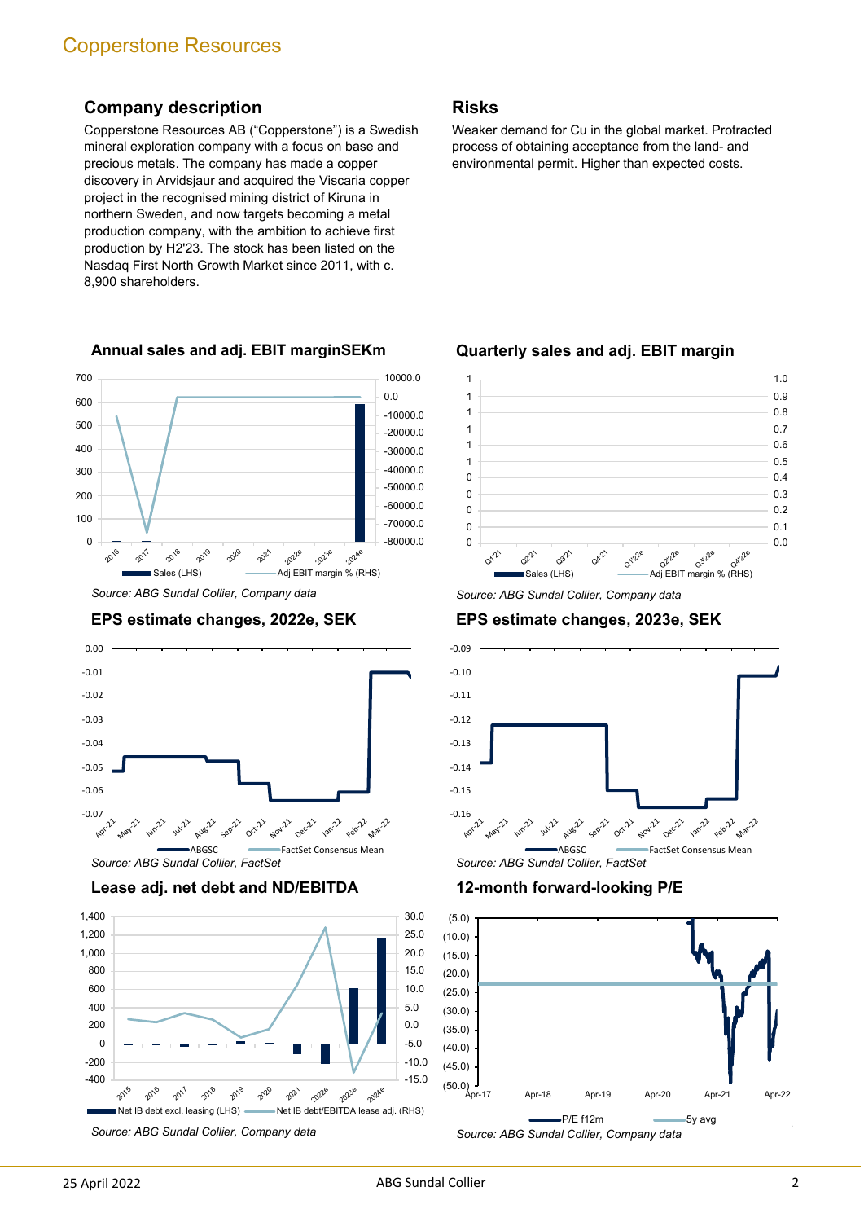## Company description

Copperstone Resources AB ("Copperstone") is a Swedish mineral exploration company with a focus on base and precious metals. The company has made a copper discovery in Arvidsjaur and acquired the Viscaria copper project in the recognised mining district of Kiruna in northern Sweden, and now targets becoming a metal production company, with the ambition to achieve first production by H2'23. The stock has been listed on the Nasdaq First North Growth Market since 2011, with c. 8,900 shareholders.

## Risks

Weaker demand for Cu in the global market. Protracted process of obtaining acceptance from the land- and environmental permit. Higher than expected costs.

### Annual sales and adj. EBIT marginSEKm

*Source: ABG Sundal Collier, Company data*

### Quarterly sales and adj. EBIT margin

*Source: ABG Sundal Collier, Company data*

### EPS estimate changes, 2022e, SEK

*Source: ABG Sundal Collier, FactSet*

### EPS estimate changes, 2023e, SEK

*Source: ABG Sundal Collier, FactSet*

### Lease adj. net debt and ND/EBITDA

*Source: ABG Sundal Collier, Company data*

### 12-month forward-looking P/E

*Source: ABG Sundal Collier, Company data*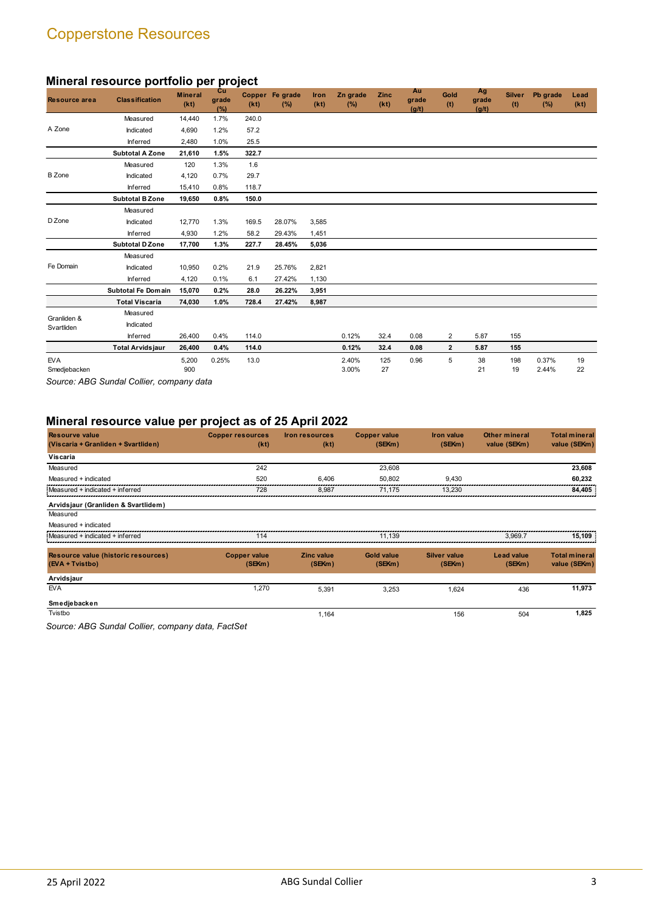Copperstone Resources

## Mineral resource portfolio per project

| Resource area | Classification | Mineral (kt) | Cu grade (%) | Copper (kt) | Fe grade (%) | Iron (kt) | Zn grade (%) | Zinc (kt) | Au grade (g/t) | Gold (t) | Ag grade (g/t) | Silver (t) | Pb grade (%) | Lead (kt) |
|---|---|---|---|---|---|---|---|---|---|---|---|---|---|---|
| A Zone | Measured | 14,440 | 1.7% | 240.0 | | | | | | | | | | |
| | Indicated | 4,690 | 1.2% | 57.2 | | | | | | | | | | |
| | Inferred | 2,480 | 1.0% | 25.5 | | | | | | | | | | |
| | **Subtotal A Zone** | **21,610** | **1.5%** | **322.7** | | | | | | | | | | |
| B Zone | Measured | 120 | 1.3% | 1.6 | | | | | | | | | | |
| | Indicated | 4,120 | 0.7% | 29.7 | | | | | | | | | | |
| | Inferred | 15,410 | 0.8% | 118.7 | | | | | | | | | | |
| | **Subtotal B Zone** | **19,650** | **0.8%** | **150.0** | | | | | | | | | | |
| D Zone | Measured | | | | | | | | | | | | | |
| | Indicated | 12,770 | 1.3% | 169.5 | 28.07% | 3,585 | | | | | | | | |
| | Inferred | 4,930 | 1.2% | 58.2 | 29.43% | 1,451 | | | | | | | | |
| | **Subtotal D Zone** | **17,700** | **1.3%** | **227.7** | **28.45%** | **5,036** | | | | | | | | |
| Fe Domain | Measured | | | | | | | | | | | | | |
| | Indicated | 10,950 | 0.2% | 21.9 | 25.76% | 2,821 | | | | | | | | |
| | Inferred | 4,120 | 0.1% | 6.1 | 27.42% | 1,130 | | | | | | | | |
| | **Subtotal Fe Domain** | **15,070** | **0.2%** | **28.0** | **26.22%** | **3,951** | | | | | | | | |
| | **Total Viscaria** | **74,030** | **1.0%** | **728.4** | **27.42%** | **8,987** | | | | | | | | |
| Granliden & Svartliden | Measured | | | | | | | | | | | | | |
| | Indicated | | | | | | | | | | | | | |
| | Inferred | 26,400 | 0.4% | 114.0 | | | 0.12% | 32.4 | 0.08 | 2 | 5.87 | 155 | | |
| | **Total Arvidsjaur** | **26,400** | **0.4%** | **114.0** | | | **0.12%** | **32.4** | **0.08** | **2** | **5.87** | **155** | | |
| EVA | | 5,200 | 0.25% | 13.0 | | | 2.40% | 125 | 0.96 | 5 | 38 | 198 | 0.37% | 19 |
| Smedjebacken | | 900 | | | | | 3.00% | 27 | | | 21 | 19 | 2.44% | 22 |

*Source: ABG Sundal Collier, company data*

## Mineral resource value per project as of 25 April 2022

| Resourve value (Viscaria + Granliden + Svartliden) | Copper resources (kt) | Iron resources (kt) | Copper value (SEKm) | Iron value (SEKm) | Other mineral value (SEKm) | Total mineral value (SEKm) |
|---|---|---|---|---|---|---|
| **Viscaria** | | | | | | |
| Measured | 242 | | 23,608 | | | **23,608** |
| Measured + indicated | 520 | 6,406 | 50,802 | 9,430 | | **60,232** |
| Measured + indicated + inferred | 728 | 8,987 | 71,175 | 13,230 | | **84,405** |
| **Arvidsjaur (Granliden & Svartlidem)** | | | | | | |
| Measured | | | | | | |
| Measured + indicated | | | | | | |
| Measured + indicated + inferred | 114 | | 11,139 | | 3,969.7 | **15,109** |

| Resource value (historic resources) (EVA + Tvistbo) | Copper value (SEKm) | Zinc value (SEKm) | Gold value (SEKm) | Silver value (SEKm) | Lead value (SEKm) | Total mineral value (SEKm) |
|---|---|---|---|---|---|---|
| **Arvidsjaur** | | | | | | |
| EVA | 1,270 | 5,391 | 3,253 | 1,624 | 436 | **11,973** |
| **Smedjebacken** | | | | | | |
| Tvistbo | | 1,164 | | 156 | 504 | **1,825** |

*Source: ABG Sundal Collier, company data, FactSet*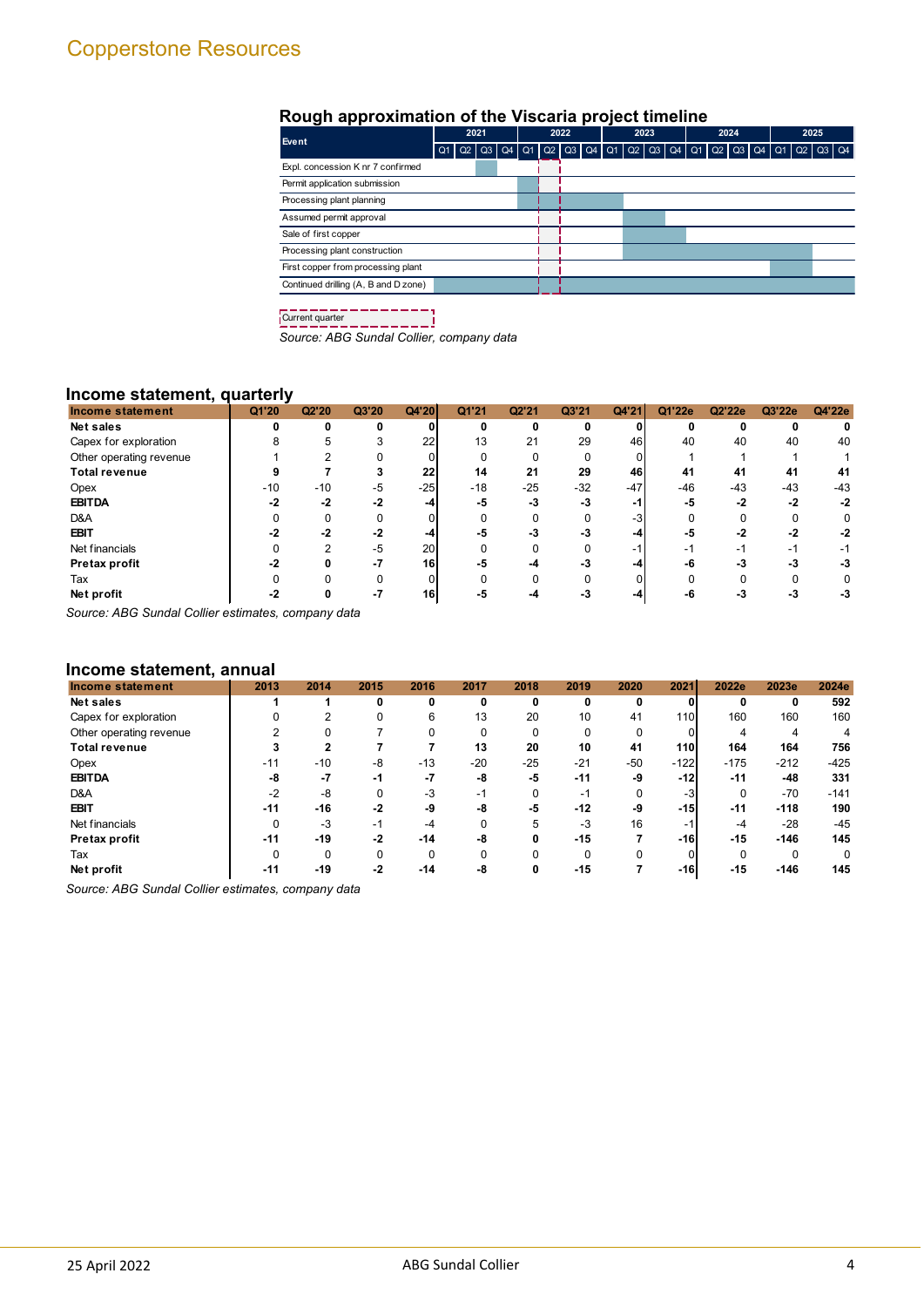## Rough approximation of the Viscaria project timeline

| Event | 2021 Q1 | 2021 Q2 | 2021 Q3 | 2021 Q4 | 2022 Q1 | 2022 Q2 | 2022 Q3 | 2022 Q4 | 2023 Q1 | 2023 Q2 | 2023 Q3 | 2023 Q4 | 2024 Q1 | 2024 Q2 | 2024 Q3 | 2024 Q4 | 2025 Q1 | 2025 Q2 | 2025 Q3 | 2025 Q4 |
|---|---|---|---|---|---|---|---|---|---|---|---|---|---|---|---|---|---|---|---|---|
| Expl. concession K nr 7 confirmed | | | X | | | | | | | | | | | | | | | | | |
| Permit application submission | | | | | X | | | | | | | | | | | | | | | |
| Processing plant planning | | | | | X | X | X | X | | | | | | | | | | | | |
| Assumed permit approval | | | | | | | | | | X | X | | | | | | | | | |
| Sale of first copper | | | | | | | | | | X | X | X | | | | | | | | |
| Processing plant construction | | | | | | | | | | X | X | X | X | X | X | X | X | X | | |
| First copper from processing plant | | | | | | | | | | | | | | | | | X | X | | |
| Continued drilling (A, B and D zone) | X | X | X | X | X | X | X | X | X | X | X | X | X | X | X | X | X | X | X | X |

Current quarter: Q2 2022

*Source: ABG Sundal Collier, company data*

## Income statement, quarterly

| Income statement | Q1'20 | Q2'20 | Q3'20 | Q4'20 | Q1'21 | Q2'21 | Q3'21 | Q4'21 | Q1'22e | Q2'22e | Q3'22e | Q4'22e |
|---|---|---|---|---|---|---|---|---|---|---|---|---|
| **Net sales** | **0** | **0** | **0** | **0** | **0** | **0** | **0** | **0** | **0** | **0** | **0** | **0** |
| Capex for exploration | 8 | 5 | 3 | 22 | 13 | 21 | 29 | 46 | 40 | 40 | 40 | 40 |
| Other operating revenue | 1 | 2 | 0 | 0 | 0 | 0 | 0 | 0 | 1 | 1 | 1 | 1 |
| **Total revenue** | **9** | **7** | **3** | **22** | **14** | **21** | **29** | **46** | **41** | **41** | **41** | **41** |
| Opex | -10 | -10 | -5 | -25 | -18 | -25 | -32 | -47 | -46 | -43 | -43 | -43 |
| **EBITDA** | **-2** | **-2** | **-2** | **-4** | **-5** | **-3** | **-3** | **-1** | **-5** | **-2** | **-2** | **-2** |
| D&A | 0 | 0 | 0 | 0 | 0 | 0 | 0 | -3 | 0 | 0 | 0 | 0 |
| **EBIT** | **-2** | **-2** | **-2** | **-4** | **-5** | **-3** | **-3** | **-4** | **-5** | **-2** | **-2** | **-2** |
| Net financials | 0 | 2 | -5 | 20 | 0 | 0 | 0 | -1 | -1 | -1 | -1 | -1 |
| **Pretax profit** | **-2** | **0** | **-7** | **16** | **-5** | **-4** | **-3** | **-4** | **-6** | **-3** | **-3** | **-3** |
| Tax | 0 | 0 | 0 | 0 | 0 | 0 | 0 | 0 | 0 | 0 | 0 | 0 |
| **Net profit** | **-2** | **0** | **-7** | **16** | **-5** | **-4** | **-3** | **-4** | **-6** | **-3** | **-3** | **-3** |

*Source: ABG Sundal Collier estimates, company data*

## Income statement, annual

| Income statement | 2013 | 2014 | 2015 | 2016 | 2017 | 2018 | 2019 | 2020 | 2021 | 2022e | 2023e | 2024e |
|---|---|---|---|---|---|---|---|---|---|---|---|---|
| **Net sales** | **1** | **1** | **0** | **0** | **0** | **0** | **0** | **0** | **0** | **0** | **0** | **592** |
| Capex for exploration | 0 | 2 | 0 | 6 | 13 | 20 | 10 | 41 | 110 | 160 | 160 | 160 |
| Other operating revenue | 2 | 0 | 7 | 0 | 0 | 0 | 0 | 0 | 0 | 4 | 4 | 4 |
| **Total revenue** | **3** | **2** | **7** | **7** | **13** | **20** | **10** | **41** | **110** | **164** | **164** | **756** |
| Opex | -11 | -10 | -8 | -13 | -20 | -25 | -21 | -50 | -122 | -175 | -212 | -425 |
| **EBITDA** | **-8** | **-7** | **-1** | **-7** | **-8** | **-5** | **-11** | **-9** | **-12** | **-11** | **-48** | **331** |
| D&A | -2 | -8 | 0 | -3 | -1 | 0 | -1 | 0 | -3 | 0 | -70 | -141 |
| **EBIT** | **-11** | **-16** | **-2** | **-9** | **-8** | **-5** | **-12** | **-9** | **-15** | **-11** | **-118** | **190** |
| Net financials | 0 | -3 | -1 | -4 | 0 | 5 | -3 | 16 | -1 | -4 | -28 | -45 |
| **Pretax profit** | **-11** | **-19** | **-2** | **-14** | **-8** | **0** | **-15** | **7** | **-16** | **-15** | **-146** | **145** |
| Tax | 0 | 0 | 0 | 0 | 0 | 0 | 0 | 0 | 0 | 0 | 0 | 0 |
| **Net profit** | **-11** | **-19** | **-2** | **-14** | **-8** | **0** | **-15** | **7** | **-16** | **-15** | **-146** | **145** |

*Source: ABG Sundal Collier estimates, company data*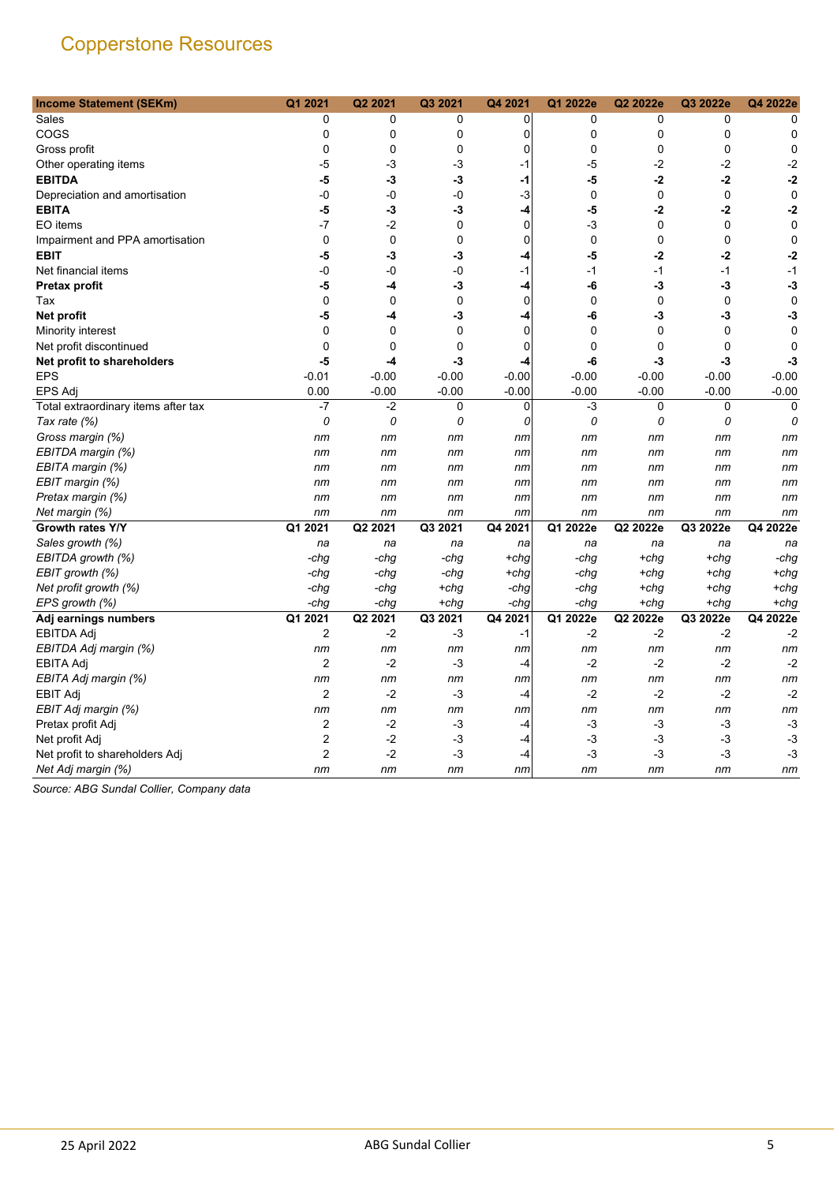# Copperstone Resources

| Income Statement (SEKm) | Q1 2021 | Q2 2021 | Q3 2021 | Q4 2021 | Q1 2022e | Q2 2022e | Q3 2022e | Q4 2022e |
|---|---|---|---|---|---|---|---|---|
| Sales | 0 | 0 | 0 | 0 | 0 | 0 | 0 | 0 |
| COGS | 0 | 0 | 0 | 0 | 0 | 0 | 0 | 0 |
| Gross profit | 0 | 0 | 0 | 0 | 0 | 0 | 0 | 0 |
| Other operating items | -5 | -3 | -3 | -1 | -5 | -2 | -2 | -2 |
| **EBITDA** | **-5** | **-3** | **-3** | **-1** | **-5** | **-2** | **-2** | **-2** |
| Depreciation and amortisation | -0 | -0 | -0 | -3 | 0 | 0 | 0 | 0 |
| **EBITA** | **-5** | **-3** | **-3** | **-4** | **-5** | **-2** | **-2** | **-2** |
| EO items | -7 | -2 | 0 | 0 | -3 | 0 | 0 | 0 |
| Impairment and PPA amortisation | 0 | 0 | 0 | 0 | 0 | 0 | 0 | 0 |
| **EBIT** | **-5** | **-3** | **-3** | **-4** | **-5** | **-2** | **-2** | **-2** |
| Net financial items | -0 | -0 | -0 | -1 | -1 | -1 | -1 | -1 |
| **Pretax profit** | **-5** | **-4** | **-3** | **-4** | **-6** | **-3** | **-3** | **-3** |
| Tax | 0 | 0 | 0 | 0 | 0 | 0 | 0 | 0 |
| **Net profit** | **-5** | **-4** | **-3** | **-4** | **-6** | **-3** | **-3** | **-3** |
| Minority interest | 0 | 0 | 0 | 0 | 0 | 0 | 0 | 0 |
| Net profit discontinued | 0 | 0 | 0 | 0 | 0 | 0 | 0 | 0 |
| **Net profit to shareholders** | **-5** | **-4** | **-3** | **-4** | **-6** | **-3** | **-3** | **-3** |
| EPS | -0.01 | -0.00 | -0.00 | -0.00 | -0.00 | -0.00 | -0.00 | -0.00 |
| EPS Adj | 0.00 | -0.00 | -0.00 | -0.00 | -0.00 | -0.00 | -0.00 | -0.00 |
| Total extraordinary items after tax | -7 | -2 | 0 | 0 | -3 | 0 | 0 | 0 |
| *Tax rate (%)* | *0* | *0* | *0* | *0* | *0* | *0* | *0* | *0* |
| *Gross margin (%)* | *nm* | *nm* | *nm* | *nm* | *nm* | *nm* | *nm* | *nm* |
| *EBITDA margin (%)* | *nm* | *nm* | *nm* | *nm* | *nm* | *nm* | *nm* | *nm* |
| *EBITA margin (%)* | *nm* | *nm* | *nm* | *nm* | *nm* | *nm* | *nm* | *nm* |
| *EBIT margin (%)* | *nm* | *nm* | *nm* | *nm* | *nm* | *nm* | *nm* | *nm* |
| *Pretax margin (%)* | *nm* | *nm* | *nm* | *nm* | *nm* | *nm* | *nm* | *nm* |
| *Net margin (%)* | *nm* | *nm* | *nm* | *nm* | *nm* | *nm* | *nm* | *nm* |
| **Growth rates Y/Y** | **Q1 2021** | **Q2 2021** | **Q3 2021** | **Q4 2021** | **Q1 2022e** | **Q2 2022e** | **Q3 2022e** | **Q4 2022e** |
| *Sales growth (%)* | *na* | *na* | *na* | *na* | *na* | *na* | *na* | *na* |
| *EBITDA growth (%)* | *-chg* | *-chg* | *-chg* | *+chg* | *-chg* | *+chg* | *+chg* | *-chg* |
| *EBIT growth (%)* | *-chg* | *-chg* | *-chg* | *+chg* | *-chg* | *+chg* | *+chg* | *+chg* |
| *Net profit growth (%)* | *-chg* | *-chg* | *+chg* | *-chg* | *-chg* | *+chg* | *+chg* | *+chg* |
| *EPS growth (%)* | *-chg* | *-chg* | *+chg* | *-chg* | *-chg* | *+chg* | *+chg* | *+chg* |
| **Adj earnings numbers** | **Q1 2021** | **Q2 2021** | **Q3 2021** | **Q4 2021** | **Q1 2022e** | **Q2 2022e** | **Q3 2022e** | **Q4 2022e** |
| EBITDA Adj | 2 | -2 | -3 | -1 | -2 | -2 | -2 | -2 |
| *EBITDA Adj margin (%)* | *nm* | *nm* | *nm* | *nm* | *nm* | *nm* | *nm* | *nm* |
| EBITA Adj | 2 | -2 | -3 | -4 | -2 | -2 | -2 | -2 |
| *EBITA Adj margin (%)* | *nm* | *nm* | *nm* | *nm* | *nm* | *nm* | *nm* | *nm* |
| EBIT Adj | 2 | -2 | -3 | -4 | -2 | -2 | -2 | -2 |
| *EBIT Adj margin (%)* | *nm* | *nm* | *nm* | *nm* | *nm* | *nm* | *nm* | *nm* |
| Pretax profit Adj | 2 | -2 | -3 | -4 | -3 | -3 | -3 | -3 |
| Net profit Adj | 2 | -2 | -3 | -4 | -3 | -3 | -3 | -3 |
| Net profit to shareholders Adj | 2 | -2 | -3 | -4 | -3 | -3 | -3 | -3 |
| *Net Adj margin (%)* | *nm* | *nm* | *nm* | *nm* | *nm* | *nm* | *nm* | *nm* |

*Source: ABG Sundal Collier, Company data*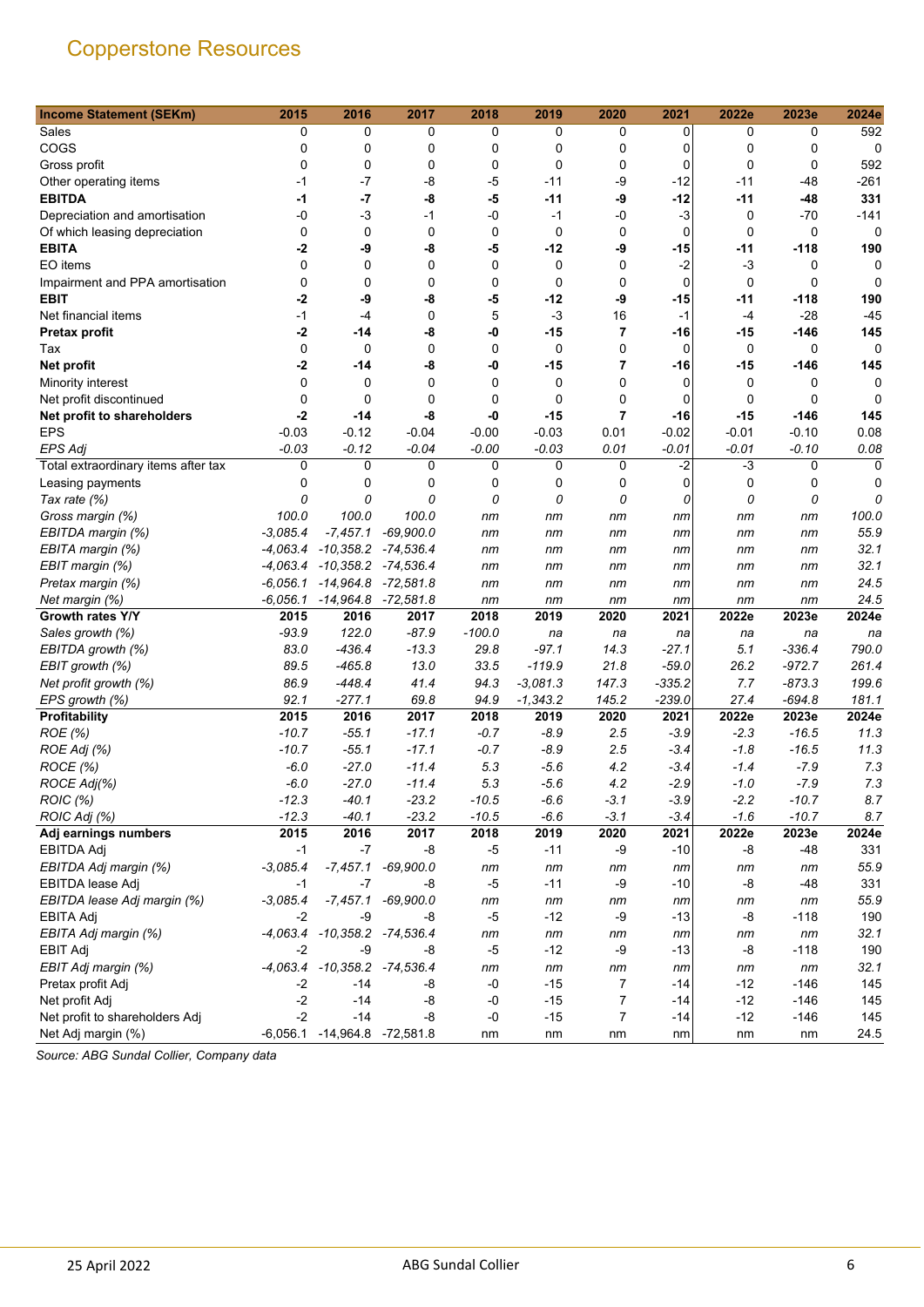## Copperstone Resources

| Income Statement (SEKm) | 2015 | 2016 | 2017 | 2018 | 2019 | 2020 | 2021 | 2022e | 2023e | 2024e |
|---|---|---|---|---|---|---|---|---|---|---|
| Sales | 0 | 0 | 0 | 0 | 0 | 0 | 0 | 0 | 0 | 592 |
| COGS | 0 | 0 | 0 | 0 | 0 | 0 | 0 | 0 | 0 | 0 |
| Gross profit | 0 | 0 | 0 | 0 | 0 | 0 | 0 | 0 | 0 | 592 |
| Other operating items | -1 | -7 | -8 | -5 | -11 | -9 | -12 | -11 | -48 | -261 |
| **EBITDA** | **-1** | **-7** | **-8** | **-5** | **-11** | **-9** | **-12** | **-11** | **-48** | **331** |
| Depreciation and amortisation | -0 | -3 | -1 | -0 | -1 | -0 | -3 | 0 | -70 | -141 |
| Of which leasing depreciation | 0 | 0 | 0 | 0 | 0 | 0 | 0 | 0 | 0 | 0 |
| **EBITA** | **-2** | **-9** | **-8** | **-5** | **-12** | **-9** | **-15** | **-11** | **-118** | **190** |
| EO items | 0 | 0 | 0 | 0 | 0 | 0 | -2 | -3 | 0 | 0 |
| Impairment and PPA amortisation | 0 | 0 | 0 | 0 | 0 | 0 | 0 | 0 | 0 | 0 |
| **EBIT** | **-2** | **-9** | **-8** | **-5** | **-12** | **-9** | **-15** | **-11** | **-118** | **190** |
| Net financial items | -1 | -4 | 0 | 5 | -3 | 16 | -1 | -4 | -28 | -45 |
| **Pretax profit** | **-2** | **-14** | **-8** | **-0** | **-15** | **7** | **-16** | **-15** | **-146** | **145** |
| Tax | 0 | 0 | 0 | 0 | 0 | 0 | 0 | 0 | 0 | 0 |
| **Net profit** | **-2** | **-14** | **-8** | **-0** | **-15** | **7** | **-16** | **-15** | **-146** | **145** |
| Minority interest | 0 | 0 | 0 | 0 | 0 | 0 | 0 | 0 | 0 | 0 |
| Net profit discontinued | 0 | 0 | 0 | 0 | 0 | 0 | 0 | 0 | 0 | 0 |
| **Net profit to shareholders** | **-2** | **-14** | **-8** | **-0** | **-15** | **7** | **-16** | **-15** | **-146** | **145** |
| EPS | -0.03 | -0.12 | -0.04 | -0.00 | -0.03 | 0.01 | -0.02 | -0.01 | -0.10 | 0.08 |
| *EPS Adj* | *-0.03* | *-0.12* | *-0.04* | *-0.00* | *-0.03* | *0.01* | *-0.01* | *-0.01* | *-0.10* | *0.08* |
| Total extraordinary items after tax | 0 | 0 | 0 | 0 | 0 | 0 | -2 | -3 | 0 | 0 |
| Leasing payments | 0 | 0 | 0 | 0 | 0 | 0 | 0 | 0 | 0 | 0 |
| *Tax rate (%)* | *0* | *0* | *0* | *0* | *0* | *0* | *0* | *0* | *0* | *0* |
| *Gross margin (%)* | *100.0* | *100.0* | *100.0* | *nm* | *nm* | *nm* | *nm* | *nm* | *nm* | *100.0* |
| *EBITDA margin (%)* | *-3,085.4* | *-7,457.1* | *-69,900.0* | *nm* | *nm* | *nm* | *nm* | *nm* | *nm* | *55.9* |
| *EBITA margin (%)* | *-4,063.4* | *-10,358.2* | *-74,536.4* | *nm* | *nm* | *nm* | *nm* | *nm* | *nm* | *32.1* |
| *EBIT margin (%)* | *-4,063.4* | *-10,358.2* | *-74,536.4* | *nm* | *nm* | *nm* | *nm* | *nm* | *nm* | *32.1* |
| *Pretax margin (%)* | *-6,056.1* | *-14,964.8* | *-72,581.8* | *nm* | *nm* | *nm* | *nm* | *nm* | *nm* | *24.5* |
| *Net margin (%)* | *-6,056.1* | *-14,964.8* | *-72,581.8* | *nm* | *nm* | *nm* | *nm* | *nm* | *nm* | *24.5* |
| **Growth rates Y/Y** | **2015** | **2016** | **2017** | **2018** | **2019** | **2020** | **2021** | **2022e** | **2023e** | **2024e** |
| *Sales growth (%)* | *-93.9* | *122.0* | *-87.9* | *-100.0* | *na* | *na* | *na* | *na* | *na* | *na* |
| *EBITDA growth (%)* | *83.0* | *-436.4* | *-13.3* | *29.8* | *-97.1* | *14.3* | *-27.1* | *5.1* | *-336.4* | *790.0* |
| *EBIT growth (%)* | *89.5* | *-465.8* | *13.0* | *33.5* | *-119.9* | *21.8* | *-59.0* | *26.2* | *-972.7* | *261.4* |
| *Net profit growth (%)* | *86.9* | *-448.4* | *41.4* | *94.3* | *-3,081.3* | *147.3* | *-335.2* | *7.7* | *-873.3* | *199.6* |
| *EPS growth (%)* | *92.1* | *-277.1* | *69.8* | *94.9* | *-1,343.2* | *145.2* | *-239.0* | *27.4* | *-694.8* | *181.1* |
| **Profitability** | **2015** | **2016** | **2017** | **2018** | **2019** | **2020** | **2021** | **2022e** | **2023e** | **2024e** |
| *ROE (%)* | *-10.7* | *-55.1* | *-17.1* | *-0.7* | *-8.9* | *2.5* | *-3.9* | *-2.3* | *-16.5* | *11.3* |
| *ROE Adj (%)* | *-10.7* | *-55.1* | *-17.1* | *-0.7* | *-8.9* | *2.5* | *-3.4* | *-1.8* | *-16.5* | *11.3* |
| *ROCE (%)* | *-6.0* | *-27.0* | *-11.4* | *5.3* | *-5.6* | *4.2* | *-3.4* | *-1.4* | *-7.9* | *7.3* |
| *ROCE Adj(%)* | *-6.0* | *-27.0* | *-11.4* | *5.3* | *-5.6* | *4.2* | *-2.9* | *-1.0* | *-7.9* | *7.3* |
| *ROIC (%)* | *-12.3* | *-40.1* | *-23.2* | *-10.5* | *-6.6* | *-3.1* | *-3.9* | *-2.2* | *-10.7* | *8.7* |
| *ROIC Adj (%)* | *-12.3* | *-40.1* | *-23.2* | *-10.5* | *-6.6* | *-3.1* | *-3.4* | *-1.6* | *-10.7* | *8.7* |
| **Adj earnings numbers** | **2015** | **2016** | **2017** | **2018** | **2019** | **2020** | **2021** | **2022e** | **2023e** | **2024e** |
| EBITDA Adj | -1 | -7 | -8 | -5 | -11 | -9 | -10 | -8 | -48 | 331 |
| *EBITDA Adj margin (%)* | *-3,085.4* | *-7,457.1* | *-69,900.0* | *nm* | *nm* | *nm* | *nm* | *nm* | *nm* | *55.9* |
| EBITDA lease Adj | -1 | -7 | -8 | -5 | -11 | -9 | -10 | -8 | -48 | 331 |
| *EBITDA lease Adj margin (%)* | *-3,085.4* | *-7,457.1* | *-69,900.0* | *nm* | *nm* | *nm* | *nm* | *nm* | *nm* | *55.9* |
| EBITA Adj | -2 | -9 | -8 | -5 | -12 | -9 | -13 | -8 | -118 | 190 |
| *EBITA Adj margin (%)* | *-4,063.4* | *-10,358.2* | *-74,536.4* | *nm* | *nm* | *nm* | *nm* | *nm* | *nm* | *32.1* |
| EBIT Adj | -2 | -9 | -8 | -5 | -12 | -9 | -13 | -8 | -118 | 190 |
| *EBIT Adj margin (%)* | *-4,063.4* | *-10,358.2* | *-74,536.4* | *nm* | *nm* | *nm* | *nm* | *nm* | *nm* | *32.1* |
| Pretax profit Adj | -2 | -14 | -8 | -0 | -15 | 7 | -14 | -12 | -146 | 145 |
| Net profit Adj | -2 | -14 | -8 | -0 | -15 | 7 | -14 | -12 | -146 | 145 |
| Net profit to shareholders Adj | -2 | -14 | -8 | -0 | -15 | 7 | -14 | -12 | -146 | 145 |
| Net Adj margin (%) | -6,056.1 | -14,964.8 | -72,581.8 | nm | nm | nm | nm | nm | nm | 24.5 |

*Source: ABG Sundal Collier, Company data*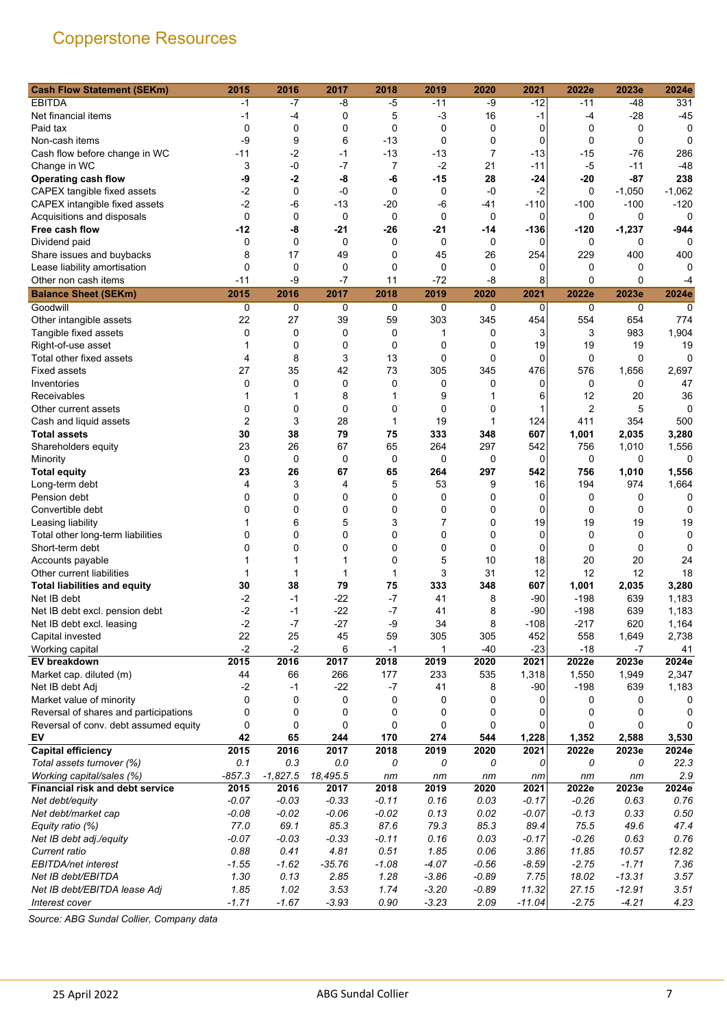## Copperstone Resources

| Cash Flow Statement (SEKm) | 2015 | 2016 | 2017 | 2018 | 2019 | 2020 | 2021 | 2022e | 2023e | 2024e |
|---|---|---|---|---|---|---|---|---|---|---|
| EBITDA | -1 | -7 | -8 | -5 | -11 | -9 | -12 | -11 | -48 | 331 |
| Net financial items | -1 | -4 | 0 | 5 | -3 | 16 | -1 | -4 | -28 | -45 |
| Paid tax | 0 | 0 | 0 | 0 | 0 | 0 | 0 | 0 | 0 | 0 |
| Non-cash items | -9 | 9 | 6 | -13 | 0 | 0 | 0 | 0 | 0 | 0 |
| Cash flow before change in WC | -11 | -2 | -1 | -13 | -13 | 7 | -13 | -15 | -76 | 286 |
| Change in WC | 3 | -0 | -7 | 7 | -2 | 21 | -11 | -5 | -11 | -48 |
| **Operating cash flow** | **-9** | **-2** | **-8** | **-6** | **-15** | **28** | **-24** | **-20** | **-87** | **238** |
| CAPEX tangible fixed assets | -2 | 0 | -0 | 0 | 0 | -0 | -2 | 0 | -1,050 | -1,062 |
| CAPEX intangible fixed assets | -2 | -6 | -13 | -20 | -6 | -41 | -110 | -100 | -100 | -120 |
| Acquisitions and disposals | 0 | 0 | 0 | 0 | 0 | 0 | 0 | 0 | 0 | 0 |
| **Free cash flow** | **-12** | **-8** | **-21** | **-26** | **-21** | **-14** | **-136** | **-120** | **-1,237** | **-944** |
| Dividend paid | 0 | 0 | 0 | 0 | 0 | 0 | 0 | 0 | 0 | 0 |
| Share issues and buybacks | 8 | 17 | 49 | 0 | 45 | 26 | 254 | 229 | 400 | 400 |
| Lease liability amortisation | 0 | 0 | 0 | 0 | 0 | 0 | 0 | 0 | 0 | 0 |
| Other non cash items | -11 | -9 | -7 | 11 | -72 | -8 | 8 | 0 | 0 | -4 |
| **Balance Sheet (SEKm)** | **2015** | **2016** | **2017** | **2018** | **2019** | **2020** | **2021** | **2022e** | **2023e** | **2024e** |
| Goodwill | 0 | 0 | 0 | 0 | 0 | 0 | 0 | 0 | 0 | 0 |
| Other intangible assets | 22 | 27 | 39 | 59 | 303 | 345 | 454 | 554 | 654 | 774 |
| Tangible fixed assets | 0 | 0 | 0 | 0 | 1 | 0 | 3 | 3 | 983 | 1,904 |
| Right-of-use asset | 1 | 0 | 0 | 0 | 0 | 0 | 19 | 19 | 19 | 19 |
| Total other fixed assets | 4 | 8 | 3 | 13 | 0 | 0 | 0 | 0 | 0 | 0 |
| Fixed assets | 27 | 35 | 42 | 73 | 305 | 345 | 476 | 576 | 1,656 | 2,697 |
| Inventories | 0 | 0 | 0 | 0 | 0 | 0 | 0 | 0 | 0 | 47 |
| Receivables | 1 | 1 | 8 | 1 | 9 | 1 | 6 | 12 | 20 | 36 |
| Other current assets | 0 | 0 | 0 | 0 | 0 | 0 | 1 | 2 | 5 | 0 |
| Cash and liquid assets | 2 | 3 | 28 | 1 | 19 | 1 | 124 | 411 | 354 | 500 |
| **Total assets** | **30** | **38** | **79** | **75** | **333** | **348** | **607** | **1,001** | **2,035** | **3,280** |
| Shareholders equity | 23 | 26 | 67 | 65 | 264 | 297 | 542 | 756 | 1,010 | 1,556 |
| Minority | 0 | 0 | 0 | 0 | 0 | 0 | 0 | 0 | 0 | 0 |
| **Total equity** | **23** | **26** | **67** | **65** | **264** | **297** | **542** | **756** | **1,010** | **1,556** |
| Long-term debt | 4 | 3 | 4 | 5 | 53 | 9 | 16 | 194 | 974 | 1,664 |
| Pension debt | 0 | 0 | 0 | 0 | 0 | 0 | 0 | 0 | 0 | 0 |
| Convertible debt | 0 | 0 | 0 | 0 | 0 | 0 | 0 | 0 | 0 | 0 |
| Leasing liability | 1 | 6 | 5 | 3 | 7 | 0 | 19 | 19 | 19 | 19 |
| Total other long-term liabilities | 0 | 0 | 0 | 0 | 0 | 0 | 0 | 0 | 0 | 0 |
| Short-term debt | 0 | 0 | 0 | 0 | 0 | 0 | 0 | 0 | 0 | 0 |
| Accounts payable | 1 | 1 | 1 | 0 | 5 | 10 | 18 | 20 | 20 | 24 |
| Other current liabilities | 1 | 1 | 1 | 1 | 3 | 31 | 12 | 12 | 12 | 18 |
| **Total liabilities and equity** | **30** | **38** | **79** | **75** | **333** | **348** | **607** | **1,001** | **2,035** | **3,280** |
| Net IB debt | -2 | -1 | -22 | -7 | 41 | 8 | -90 | -198 | 639 | 1,183 |
| Net IB debt excl. pension debt | -2 | -1 | -22 | -7 | 41 | 8 | -90 | -198 | 639 | 1,183 |
| Net IB debt excl. leasing | -2 | -7 | -27 | -9 | 34 | 8 | -108 | -217 | 620 | 1,164 |
| Capital invested | 22 | 25 | 45 | 59 | 305 | 305 | 452 | 558 | 1,649 | 2,738 |
| Working capital | -2 | -2 | 6 | -1 | 1 | -40 | -23 | -18 | -7 | 41 |
| **EV breakdown** | **2015** | **2016** | **2017** | **2018** | **2019** | **2020** | **2021** | **2022e** | **2023e** | **2024e** |
| Market cap. diluted (m) | 44 | 66 | 266 | 177 | 233 | 535 | 1,318 | 1,550 | 1,949 | 2,347 |
| Net IB debt Adj | -2 | -1 | -22 | -7 | 41 | 8 | -90 | -198 | 639 | 1,183 |
| Market value of minority | 0 | 0 | 0 | 0 | 0 | 0 | 0 | 0 | 0 | 0 |
| Reversal of shares and participations | 0 | 0 | 0 | 0 | 0 | 0 | 0 | 0 | 0 | 0 |
| Reversal of conv. debt assumed equity | 0 | 0 | 0 | 0 | 0 | 0 | 0 | 0 | 0 | 0 |
| **EV** | **42** | **65** | **244** | **170** | **274** | **544** | **1,228** | **1,352** | **2,588** | **3,530** |
| **Capital efficiency** | **2015** | **2016** | **2017** | **2018** | **2019** | **2020** | **2021** | **2022e** | **2023e** | **2024e** |
| *Total assets turnover (%)* | *0.1* | *0.3* | *0.0* | *0* | *0* | *0* | *0* | *0* | *0* | *22.3* |
| *Working capital/sales (%)* | *-857.3* | *-1,827.5* | *18,495.5* | *nm* | *nm* | *nm* | *nm* | *nm* | *nm* | *2.9* |
| **Financial risk and debt service** | **2015** | **2016** | **2017** | **2018** | **2019** | **2020** | **2021** | **2022e** | **2023e** | **2024e** |
| *Net debt/equity* | *-0.07* | *-0.03* | *-0.33* | *-0.11* | *0.16* | *0.03* | *-0.17* | *-0.26* | *0.63* | *0.76* |
| *Net debt/market cap* | *-0.08* | *-0.02* | *-0.06* | *-0.02* | *0.13* | *0.02* | *-0.07* | *-0.13* | *0.33* | *0.50* |
| *Equity ratio (%)* | *77.0* | *69.1* | *85.3* | *87.6* | *79.3* | *85.3* | *89.4* | *75.5* | *49.6* | *47.4* |
| *Net IB debt adj./equity* | *-0.07* | *-0.03* | *-0.33* | *-0.11* | *0.16* | *0.03* | *-0.17* | *-0.26* | *0.63* | *0.76* |
| *Current ratio* | *0.88* | *0.41* | *4.81* | *0.51* | *1.85* | *0.06* | *3.86* | *11.85* | *10.57* | *12.82* |
| *EBITDA/net interest* | *-1.55* | *-1.62* | *-35.76* | *-1.08* | *-4.07* | *-0.56* | *-8.59* | *-2.75* | *-1.71* | *7.36* |
| *Net IB debt/EBITDA* | *1.30* | *0.13* | *2.85* | *1.28* | *-3.86* | *-0.89* | *7.75* | *18.02* | *-13.31* | *3.57* |
| *Net IB debt/EBITDA lease Adj* | *1.85* | *1.02* | *3.53* | *1.74* | *-3.20* | *-0.89* | *11.32* | *27.15* | *-12.91* | *3.51* |
| *Interest cover* | *-1.71* | *-1.67* | *-3.93* | *0.90* | *-3.23* | *2.09* | *-11.04* | *-2.75* | *-4.21* | *4.23* |

*Source: ABG Sundal Collier, Company data*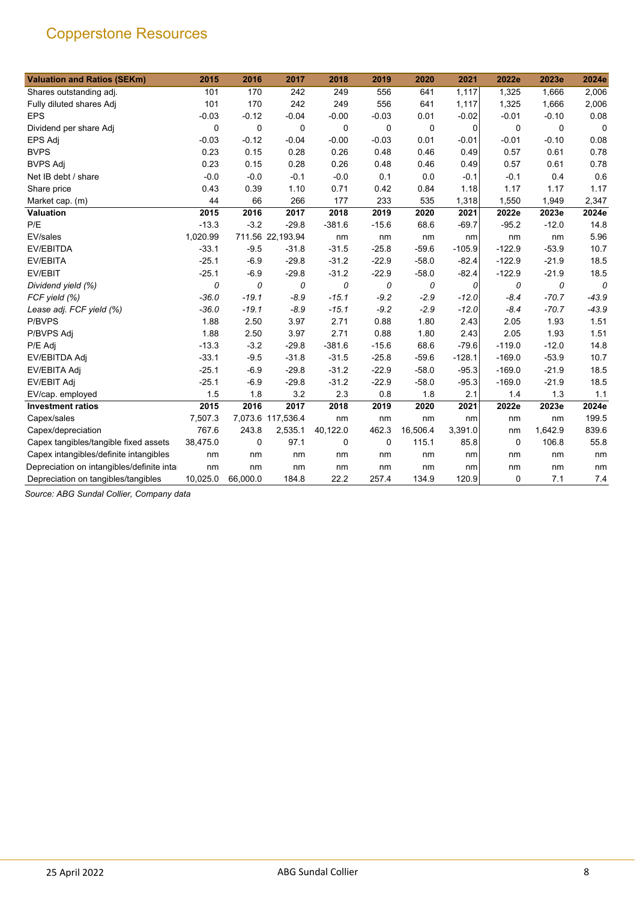## Copperstone Resources

| Valuation and Ratios (SEKm) | 2015 | 2016 | 2017 | 2018 | 2019 | 2020 | 2021 | 2022e | 2023e | 2024e |
|---|---|---|---|---|---|---|---|---|---|---|
| Shares outstanding adj. | 101 | 170 | 242 | 249 | 556 | 641 | 1,117 | 1,325 | 1,666 | 2,006 |
| Fully diluted shares Adj | 101 | 170 | 242 | 249 | 556 | 641 | 1,117 | 1,325 | 1,666 | 2,006 |
| EPS | -0.03 | -0.12 | -0.04 | -0.00 | -0.03 | 0.01 | -0.02 | -0.01 | -0.10 | 0.08 |
| Dividend per share Adj | 0 | 0 | 0 | 0 | 0 | 0 | 0 | 0 | 0 | 0 |
| EPS Adj | -0.03 | -0.12 | -0.04 | -0.00 | -0.03 | 0.01 | -0.01 | -0.01 | -0.10 | 0.08 |
| BVPS | 0.23 | 0.15 | 0.28 | 0.26 | 0.48 | 0.46 | 0.49 | 0.57 | 0.61 | 0.78 |
| BVPS Adj | 0.23 | 0.15 | 0.28 | 0.26 | 0.48 | 0.46 | 0.49 | 0.57 | 0.61 | 0.78 |
| Net IB debt / share | -0.0 | -0.0 | -0.1 | -0.0 | 0.1 | 0.0 | -0.1 | -0.1 | 0.4 | 0.6 |
| Share price | 0.43 | 0.39 | 1.10 | 0.71 | 0.42 | 0.84 | 1.18 | 1.17 | 1.17 | 1.17 |
| Market cap. (m) | 44 | 66 | 266 | 177 | 233 | 535 | 1,318 | 1,550 | 1,949 | 2,347 |
| **Valuation** | **2015** | **2016** | **2017** | **2018** | **2019** | **2020** | **2021** | **2022e** | **2023e** | **2024e** |
| P/E | -13.3 | -3.2 | -29.8 | -381.6 | -15.6 | 68.6 | -69.7 | -95.2 | -12.0 | 14.8 |
| EV/sales | 1,020.99 | 711.56 | 22,193.94 | nm | nm | nm | nm | nm | nm | 5.96 |
| EV/EBITDA | -33.1 | -9.5 | -31.8 | -31.5 | -25.8 | -59.6 | -105.9 | -122.9 | -53.9 | 10.7 |
| EV/EBITA | -25.1 | -6.9 | -29.8 | -31.2 | -22.9 | -58.0 | -82.4 | -122.9 | -21.9 | 18.5 |
| EV/EBIT | -25.1 | -6.9 | -29.8 | -31.2 | -22.9 | -58.0 | -82.4 | -122.9 | -21.9 | 18.5 |
| *Dividend yield (%)* | *0* | *0* | *0* | *0* | *0* | *0* | *0* | *0* | *0* | *0* |
| *FCF yield (%)* | *-36.0* | *-19.1* | *-8.9* | *-15.1* | *-9.2* | *-2.9* | *-12.0* | *-8.4* | *-70.7* | *-43.9* |
| *Lease adj. FCF yield (%)* | *-36.0* | *-19.1* | *-8.9* | *-15.1* | *-9.2* | *-2.9* | *-12.0* | *-8.4* | *-70.7* | *-43.9* |
| P/BVPS | 1.88 | 2.50 | 3.97 | 2.71 | 0.88 | 1.80 | 2.43 | 2.05 | 1.93 | 1.51 |
| P/BVPS Adj | 1.88 | 2.50 | 3.97 | 2.71 | 0.88 | 1.80 | 2.43 | 2.05 | 1.93 | 1.51 |
| P/E Adj | -13.3 | -3.2 | -29.8 | -381.6 | -15.6 | 68.6 | -79.6 | -119.0 | -12.0 | 14.8 |
| EV/EBITDA Adj | -33.1 | -9.5 | -31.8 | -31.5 | -25.8 | -59.6 | -128.1 | -169.0 | -53.9 | 10.7 |
| EV/EBITA Adj | -25.1 | -6.9 | -29.8 | -31.2 | -22.9 | -58.0 | -95.3 | -169.0 | -21.9 | 18.5 |
| EV/EBIT Adj | -25.1 | -6.9 | -29.8 | -31.2 | -22.9 | -58.0 | -95.3 | -169.0 | -21.9 | 18.5 |
| EV/cap. employed | 1.5 | 1.8 | 3.2 | 2.3 | 0.8 | 1.8 | 2.1 | 1.4 | 1.3 | 1.1 |
| **Investment ratios** | **2015** | **2016** | **2017** | **2018** | **2019** | **2020** | **2021** | **2022e** | **2023e** | **2024e** |
| Capex/sales | 7,507.3 | 7,073.6 | 117,536.4 | nm | nm | nm | nm | nm | nm | 199.5 |
| Capex/depreciation | 767.6 | 243.8 | 2,535.1 | 40,122.0 | 462.3 | 16,506.4 | 3,391.0 | nm | 1,642.9 | 839.6 |
| Capex tangibles/tangible fixed assets | 38,475.0 | 0 | 97.1 | 0 | 0 | 115.1 | 85.8 | 0 | 106.8 | 55.8 |
| Capex intangibles/definite intangibles | nm | nm | nm | nm | nm | nm | nm | nm | nm | nm |
| Depreciation on intangibles/definite inta | nm | nm | nm | nm | nm | nm | nm | nm | nm | nm |
| Depreciation on tangibles/tangibles | 10,025.0 | 66,000.0 | 184.8 | 22.2 | 257.4 | 134.9 | 120.9 | 0 | 7.1 | 7.4 |

*Source: ABG Sundal Collier, Company data*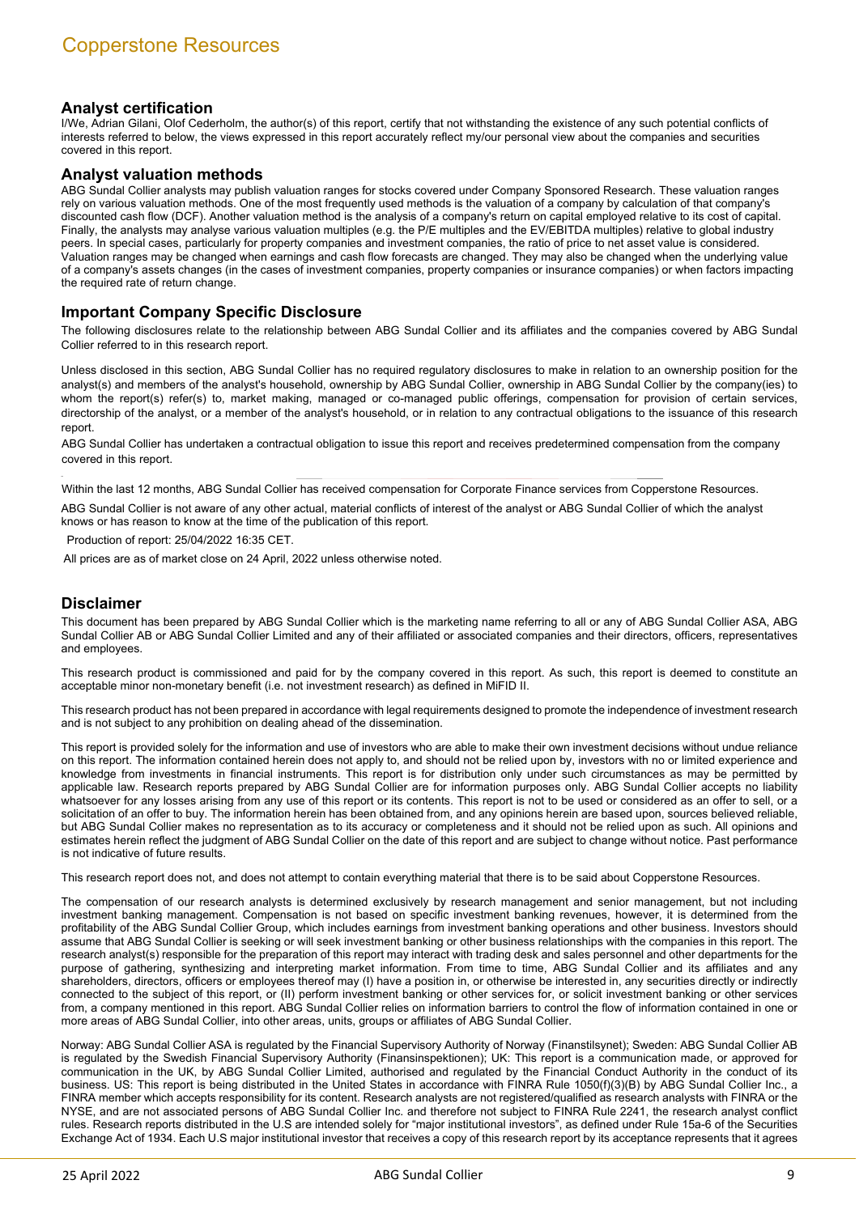## Analyst certification

I/We, Adrian Gilani, Olof Cederholm, the author(s) of this report, certify that not withstanding the existence of any such potential conflicts of interests referred to below, the views expressed in this report accurately reflect my/our personal view about the companies and securities covered in this report.

## Analyst valuation methods

ABG Sundal Collier analysts may publish valuation ranges for stocks covered under Company Sponsored Research. These valuation ranges rely on various valuation methods. One of the most frequently used methods is the valuation of a company by calculation of that company's discounted cash flow (DCF). Another valuation method is the analysis of a company's return on capital employed relative to its cost of capital. Finally, the analysts may analyse various valuation multiples (e.g. the P/E multiples and the EV/EBITDA multiples) relative to global industry peers. In special cases, particularly for property companies and investment companies, the ratio of price to net asset value is considered. Valuation ranges may be changed when earnings and cash flow forecasts are changed. They may also be changed when the underlying value of a company's assets changes (in the cases of investment companies, property companies or insurance companies) or when factors impacting the required rate of return change.

## Important Company Specific Disclosure

The following disclosures relate to the relationship between ABG Sundal Collier and its affiliates and the companies covered by ABG Sundal Collier referred to in this research report.

Unless disclosed in this section, ABG Sundal Collier has no required regulatory disclosures to make in relation to an ownership position for the analyst(s) and members of the analyst's household, ownership by ABG Sundal Collier, ownership in ABG Sundal Collier by the company(ies) to whom the report(s) refer(s) to, market making, managed or co-managed public offerings, compensation for provision of certain services, directorship of the analyst, or a member of the analyst's household, or in relation to any contractual obligations to the issuance of this research report.

ABG Sundal Collier has undertaken a contractual obligation to issue this report and receives predetermined compensation from the company covered in this report.

Within the last 12 months, ABG Sundal Collier has received compensation for Corporate Finance services from Copperstone Resources.

ABG Sundal Collier is not aware of any other actual, material conflicts of interest of the analyst or ABG Sundal Collier of which the analyst knows or has reason to know at the time of the publication of this report.

Production of report: 25/04/2022 16:35 CET.

All prices are as of market close on 24 April, 2022 unless otherwise noted.

## Disclaimer

This document has been prepared by ABG Sundal Collier which is the marketing name referring to all or any of ABG Sundal Collier ASA, ABG Sundal Collier AB or ABG Sundal Collier Limited and any of their affiliated or associated companies and their directors, officers, representatives and employees.

This research product is commissioned and paid for by the company covered in this report. As such, this report is deemed to constitute an acceptable minor non-monetary benefit (i.e. not investment research) as defined in MiFID II.

This research product has not been prepared in accordance with legal requirements designed to promote the independence of investment research and is not subject to any prohibition on dealing ahead of the dissemination.

This report is provided solely for the information and use of investors who are able to make their own investment decisions without undue reliance on this report. The information contained herein does not apply to, and should not be relied upon by, investors with no or limited experience and knowledge from investments in financial instruments. This report is for distribution only under such circumstances as may be permitted by applicable law. Research reports prepared by ABG Sundal Collier are for information purposes only. ABG Sundal Collier accepts no liability whatsoever for any losses arising from any use of this report or its contents. This report is not to be used or considered as an offer to sell, or a solicitation of an offer to buy. The information herein has been obtained from, and any opinions herein are based upon, sources believed reliable, but ABG Sundal Collier makes no representation as to its accuracy or completeness and it should not be relied upon as such. All opinions and estimates herein reflect the judgment of ABG Sundal Collier on the date of this report and are subject to change without notice. Past performance is not indicative of future results.

This research report does not, and does not attempt to contain everything material that there is to be said about Copperstone Resources.

The compensation of our research analysts is determined exclusively by research management and senior management, but not including investment banking management. Compensation is not based on specific investment banking revenues, however, it is determined from the profitability of the ABG Sundal Collier Group, which includes earnings from investment banking operations and other business. Investors should assume that ABG Sundal Collier is seeking or will seek investment banking or other business relationships with the companies in this report. The research analyst(s) responsible for the preparation of this report may interact with trading desk and sales personnel and other departments for the purpose of gathering, synthesizing and interpreting market information. From time to time, ABG Sundal Collier and its affiliates and any shareholders, directors, officers or employees thereof may (I) have a position in, or otherwise be interested in, any securities directly or indirectly connected to the subject of this report, or (II) perform investment banking or other services for, or solicit investment banking or other services from, a company mentioned in this report. ABG Sundal Collier relies on information barriers to control the flow of information contained in one or more areas of ABG Sundal Collier, into other areas, units, groups or affiliates of ABG Sundal Collier.

Norway: ABG Sundal Collier ASA is regulated by the Financial Supervisory Authority of Norway (Finanstilsynet); Sweden: ABG Sundal Collier AB is regulated by the Swedish Financial Supervisory Authority (Finansinspektionen); UK: This report is a communication made, or approved for communication in the UK, by ABG Sundal Collier Limited, authorised and regulated by the Financial Conduct Authority in the conduct of its business. US: This report is being distributed in the United States in accordance with FINRA Rule 1050(f)(3)(B) by ABG Sundal Collier Inc., a FINRA member which accepts responsibility for its content. Research analysts are not registered/qualified as research analysts with FINRA or the NYSE, and are not associated persons of ABG Sundal Collier Inc. and therefore not subject to FINRA Rule 2241, the research analyst conflict rules. Research reports distributed in the U.S are intended solely for "major institutional investors", as defined under Rule 15a-6 of the Securities Exchange Act of 1934. Each U.S major institutional investor that receives a copy of this research report by its acceptance represents that it agrees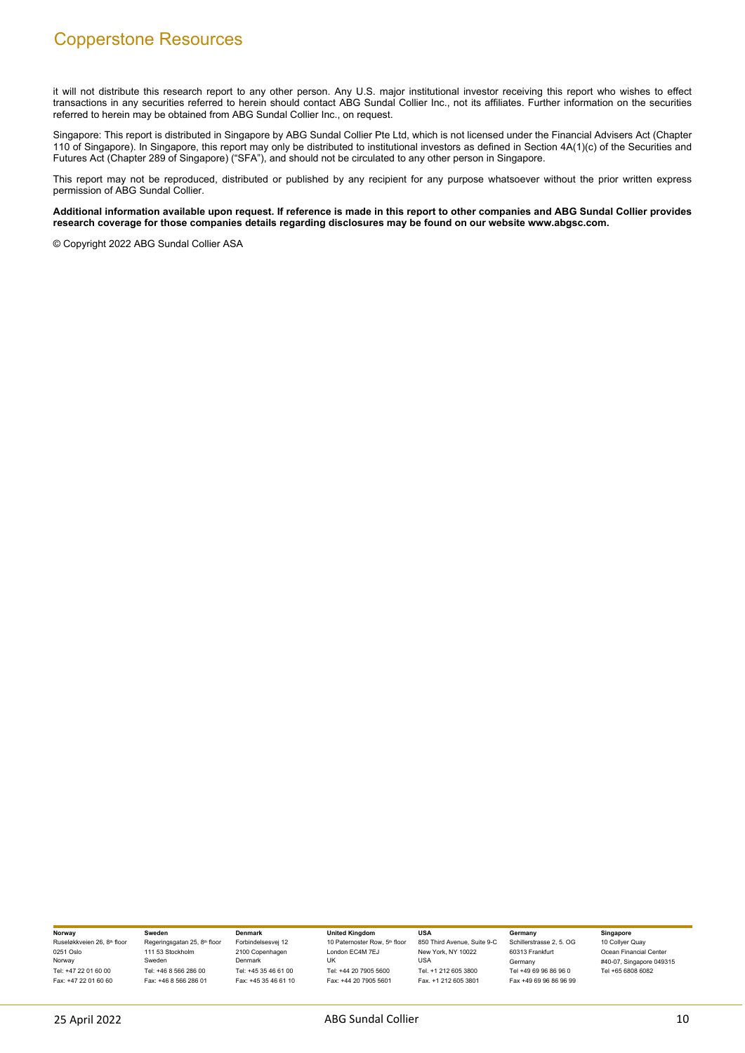it will not distribute this research report to any other person. Any U.S. major institutional investor receiving this report who wishes to effect transactions in any securities referred to herein should contact ABG Sundal Collier Inc., not its affiliates. Further information on the securities referred to herein may be obtained from ABG Sundal Collier Inc., on request.

Singapore: This report is distributed in Singapore by ABG Sundal Collier Pte Ltd, which is not licensed under the Financial Advisers Act (Chapter 110 of Singapore). In Singapore, this report may only be distributed to institutional investors as defined in Section 4A(1)(c) of the Securities and Futures Act (Chapter 289 of Singapore) ("SFA"), and should not be circulated to any other person in Singapore.

This report may not be reproduced, distributed or published by any recipient for any purpose whatsoever without the prior written express permission of ABG Sundal Collier.

**Additional information available upon request. If reference is made in this report to other companies and ABG Sundal Collier provides research coverage for those companies details regarding disclosures may be found on our website www.abgsc.com.**

© Copyright 2022 ABG Sundal Collier ASA

| Norway | Sweden | Denmark | United Kingdom | USA | Germany | Singapore |
|---|---|---|---|---|---|---|
| Ruseløkkveien 26, 8th floor | Regeringsgatan 25, 8th floor | Forbindelsesvej 12 | 10 Paternoster Row, 5th floor | 850 Third Avenue, Suite 9-C | Schillerstrasse 2, 5. OG | 10 Collyer Quay |
| 0251 Oslo | 111 53 Stockholm | 2100 Copenhagen | London EC4M 7EJ | New York, NY 10022 | 60313 Frankfurt | Ocean Financial Center |
| Norway | Sweden | Denmark | UK | USA | Germany | #40-07, Singapore 049315 |
| Tel: +47 22 01 60 00 | Tel: +46 8 566 286 00 | Tel: +45 35 46 61 00 | Tel: +44 20 7905 5600 | Tel. +1 212 605 3800 | Tel +49 69 96 86 96 0 | Tel +65 6808 6082 |
| Fax: +47 22 01 60 60 | Fax: +46 8 566 286 01 | Fax: +45 35 46 61 10 | Fax: +44 20 7905 5601 | Fax. +1 212 605 3801 | Fax +49 69 96 86 96 99 | |